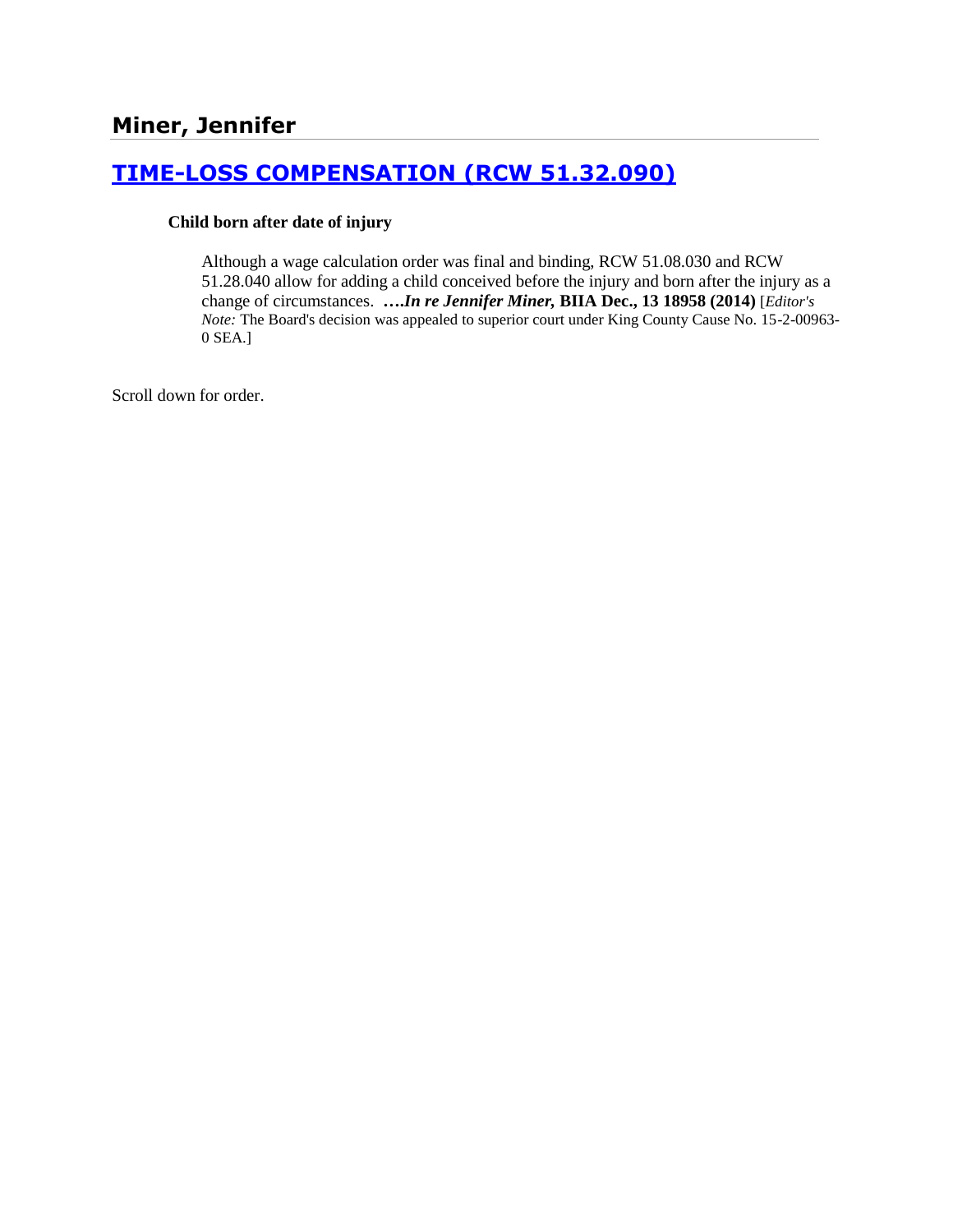## Miner, Jennifer

## [TIME-LOSS COMPENSATION (RCW 51.32.090)]

**Child born after date of injury**

Although a wage calculation order was final and binding, RCW 51.08.030 and RCW 51.28.040 allow for adding a child conceived before the injury and born after the injury as a change of circumstances. **….*In re Jennifer Miner,* BIIA Dec., 13 18958 (2014)** [*Editor's Note:* The Board's decision was appealed to superior court under King County Cause No. 15-2-00963-0 SEA.]

Scroll down for order.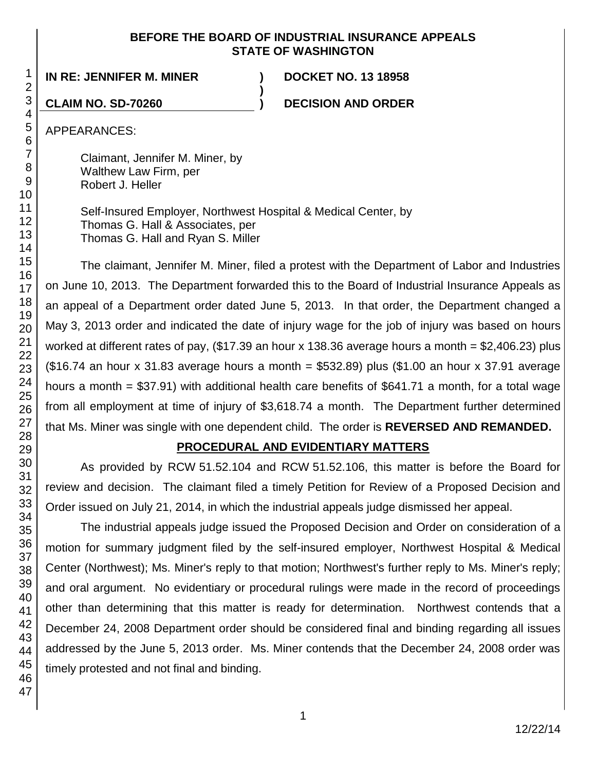**BEFORE THE BOARD OF INDUSTRIAL INSURANCE APPEALS**
**STATE OF WASHINGTON**

**IN RE: JENNIFER M. MINER** ) **DOCKET NO. 13 18958**
)
**CLAIM NO. SD-70260** ) **DECISION AND ORDER**

APPEARANCES:

Claimant, Jennifer M. Miner, by
Walthew Law Firm, per
Robert J. Heller

Self-Insured Employer, Northwest Hospital & Medical Center, by
Thomas G. Hall & Associates, per
Thomas G. Hall and Ryan S. Miller

The claimant, Jennifer M. Miner, filed a protest with the Department of Labor and Industries on June 10, 2013. The Department forwarded this to the Board of Industrial Insurance Appeals as an appeal of a Department order dated June 5, 2013. In that order, the Department changed a May 3, 2013 order and indicated the date of injury wage for the job of injury was based on hours worked at different rates of pay, ($17.39 an hour x 138.36 average hours a month = $2,406.23) plus ($16.74 an hour x 31.83 average hours a month = $532.89) plus ($1.00 an hour x 37.91 average hours a month = $37.91) with additional health care benefits of $641.71 a month, for a total wage from all employment at time of injury of $3,618.74 a month. The Department further determined that Ms. Miner was single with one dependent child. The order is **REVERSED AND REMANDED.**

## PROCEDURAL AND EVIDENTIARY MATTERS

As provided by RCW 51.52.104 and RCW 51.52.106, this matter is before the Board for review and decision. The claimant filed a timely Petition for Review of a Proposed Decision and Order issued on July 21, 2014, in which the industrial appeals judge dismissed her appeal.

The industrial appeals judge issued the Proposed Decision and Order on consideration of a motion for summary judgment filed by the self-insured employer, Northwest Hospital & Medical Center (Northwest); Ms. Miner's reply to that motion; Northwest's further reply to Ms. Miner's reply; and oral argument. No evidentiary or procedural rulings were made in the record of proceedings other than determining that this matter is ready for determination. Northwest contends that a December 24, 2008 Department order should be considered final and binding regarding all issues addressed by the June 5, 2013 order. Ms. Miner contends that the December 24, 2008 order was timely protested and not final and binding.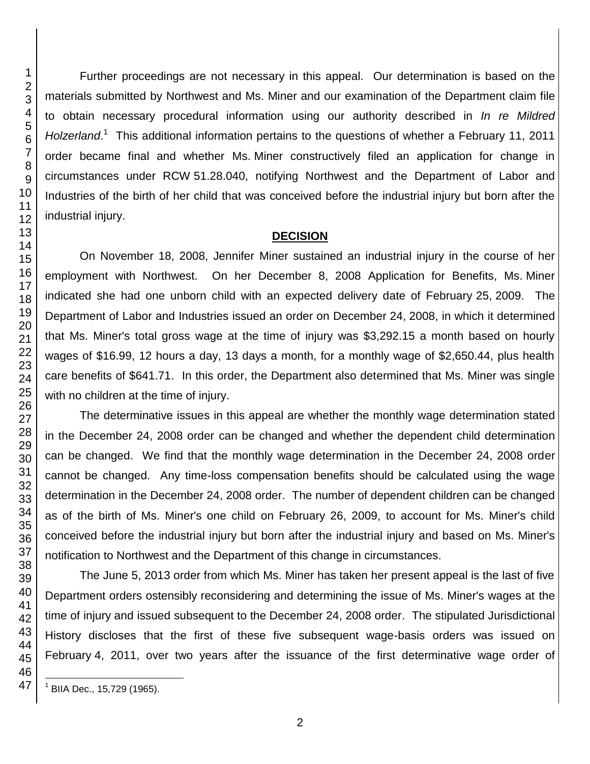Further proceedings are not necessary in this appeal. Our determination is based on the materials submitted by Northwest and Ms. Miner and our examination of the Department claim file to obtain necessary procedural information using our authority described in *In re Mildred Holzerland*.[1] This additional information pertains to the questions of whether a February 11, 2011 order became final and whether Ms. Miner constructively filed an application for change in circumstances under RCW 51.28.040, notifying Northwest and the Department of Labor and Industries of the birth of her child that was conceived before the industrial injury but born after the industrial injury.

## DECISION

On November 18, 2008, Jennifer Miner sustained an industrial injury in the course of her employment with Northwest. On her December 8, 2008 Application for Benefits, Ms. Miner indicated she had one unborn child with an expected delivery date of February 25, 2009. The Department of Labor and Industries issued an order on December 24, 2008, in which it determined that Ms. Miner's total gross wage at the time of injury was $3,292.15 a month based on hourly wages of $16.99, 12 hours a day, 13 days a month, for a monthly wage of $2,650.44, plus health care benefits of $641.71. In this order, the Department also determined that Ms. Miner was single with no children at the time of injury.

The determinative issues in this appeal are whether the monthly wage determination stated in the December 24, 2008 order can be changed and whether the dependent child determination can be changed. We find that the monthly wage determination in the December 24, 2008 order cannot be changed. Any time-loss compensation benefits should be calculated using the wage determination in the December 24, 2008 order. The number of dependent children can be changed as of the birth of Ms. Miner's one child on February 26, 2009, to account for Ms. Miner's child conceived before the industrial injury but born after the industrial injury and based on Ms. Miner's notification to Northwest and the Department of this change in circumstances.

The June 5, 2013 order from which Ms. Miner has taken her present appeal is the last of five Department orders ostensibly reconsidering and determining the issue of Ms. Miner's wages at the time of injury and issued subsequent to the December 24, 2008 order. The stipulated Jurisdictional History discloses that the first of these five subsequent wage-basis orders was issued on February 4, 2011, over two years after the issuance of the first determinative wage order of

[1] BIIA Dec., 15,729 (1965).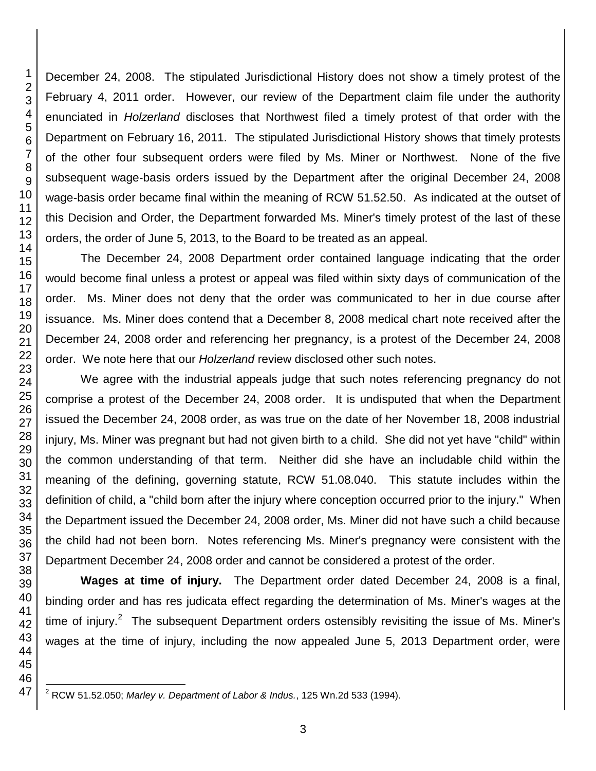December 24, 2008. The stipulated Jurisdictional History does not show a timely protest of the February 4, 2011 order. However, our review of the Department claim file under the authority enunciated in *Holzerland* discloses that Northwest filed a timely protest of that order with the Department on February 16, 2011. The stipulated Jurisdictional History shows that timely protests of the other four subsequent orders were filed by Ms. Miner or Northwest. None of the five subsequent wage-basis orders issued by the Department after the original December 24, 2008 wage-basis order became final within the meaning of RCW 51.52.50. As indicated at the outset of this Decision and Order, the Department forwarded Ms. Miner's timely protest of the last of these orders, the order of June 5, 2013, to the Board to be treated as an appeal.

The December 24, 2008 Department order contained language indicating that the order would become final unless a protest or appeal was filed within sixty days of communication of the order. Ms. Miner does not deny that the order was communicated to her in due course after issuance. Ms. Miner does contend that a December 8, 2008 medical chart note received after the December 24, 2008 order and referencing her pregnancy, is a protest of the December 24, 2008 order. We note here that our *Holzerland* review disclosed other such notes.

We agree with the industrial appeals judge that such notes referencing pregnancy do not comprise a protest of the December 24, 2008 order. It is undisputed that when the Department issued the December 24, 2008 order, as was true on the date of her November 18, 2008 industrial injury, Ms. Miner was pregnant but had not given birth to a child. She did not yet have "child" within the common understanding of that term. Neither did she have an includable child within the meaning of the defining, governing statute, RCW 51.08.040. This statute includes within the definition of child, a "child born after the injury where conception occurred prior to the injury." When the Department issued the December 24, 2008 order, Ms. Miner did not have such a child because the child had not been born. Notes referencing Ms. Miner's pregnancy were consistent with the Department December 24, 2008 order and cannot be considered a protest of the order.

**Wages at time of injury.** The Department order dated December 24, 2008 is a final, binding order and has res judicata effect regarding the determination of Ms. Miner's wages at the time of injury.[2] The subsequent Department orders ostensibly revisiting the issue of Ms. Miner's wages at the time of injury, including the now appealed June 5, 2013 Department order, were

[2] RCW 51.52.050; *Marley v. Department of Labor & Indus.*, 125 Wn.2d 533 (1994).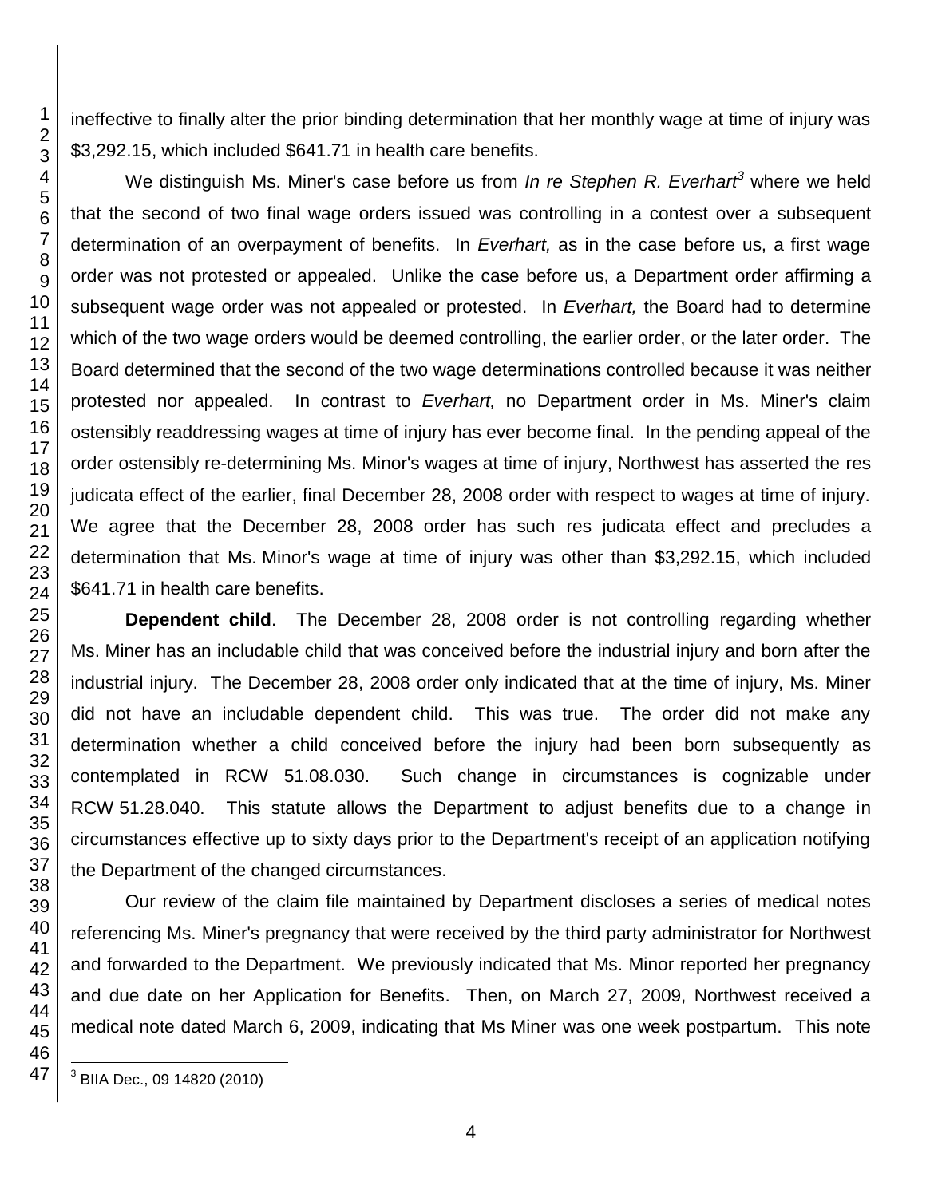ineffective to finally alter the prior binding determination that her monthly wage at time of injury was $3,292.15, which included $641.71 in health care benefits.

We distinguish Ms. Miner's case before us from *In re Stephen R. Everhart*[3] where we held that the second of two final wage orders issued was controlling in a contest over a subsequent determination of an overpayment of benefits. In *Everhart,* as in the case before us, a first wage order was not protested or appealed. Unlike the case before us, a Department order affirming a subsequent wage order was not appealed or protested. In *Everhart,* the Board had to determine which of the two wage orders would be deemed controlling, the earlier order, or the later order. The Board determined that the second of the two wage determinations controlled because it was neither protested nor appealed. In contrast to *Everhart,* no Department order in Ms. Miner's claim ostensibly readdressing wages at time of injury has ever become final. In the pending appeal of the order ostensibly re-determining Ms. Minor's wages at time of injury, Northwest has asserted the res judicata effect of the earlier, final December 28, 2008 order with respect to wages at time of injury. We agree that the December 28, 2008 order has such res judicata effect and precludes a determination that Ms. Minor's wage at time of injury was other than $3,292.15, which included $641.71 in health care benefits.

**Dependent child**. The December 28, 2008 order is not controlling regarding whether Ms. Miner has an includable child that was conceived before the industrial injury and born after the industrial injury. The December 28, 2008 order only indicated that at the time of injury, Ms. Miner did not have an includable dependent child. This was true. The order did not make any determination whether a child conceived before the injury had been born subsequently as contemplated in RCW 51.08.030. Such change in circumstances is cognizable under RCW 51.28.040. This statute allows the Department to adjust benefits due to a change in circumstances effective up to sixty days prior to the Department's receipt of an application notifying the Department of the changed circumstances.

Our review of the claim file maintained by Department discloses a series of medical notes referencing Ms. Miner's pregnancy that were received by the third party administrator for Northwest and forwarded to the Department. We previously indicated that Ms. Minor reported her pregnancy and due date on her Application for Benefits. Then, on March 27, 2009, Northwest received a medical note dated March 6, 2009, indicating that Ms Miner was one week postpartum. This note

---

[3] BIIA Dec., 09 14820 (2010)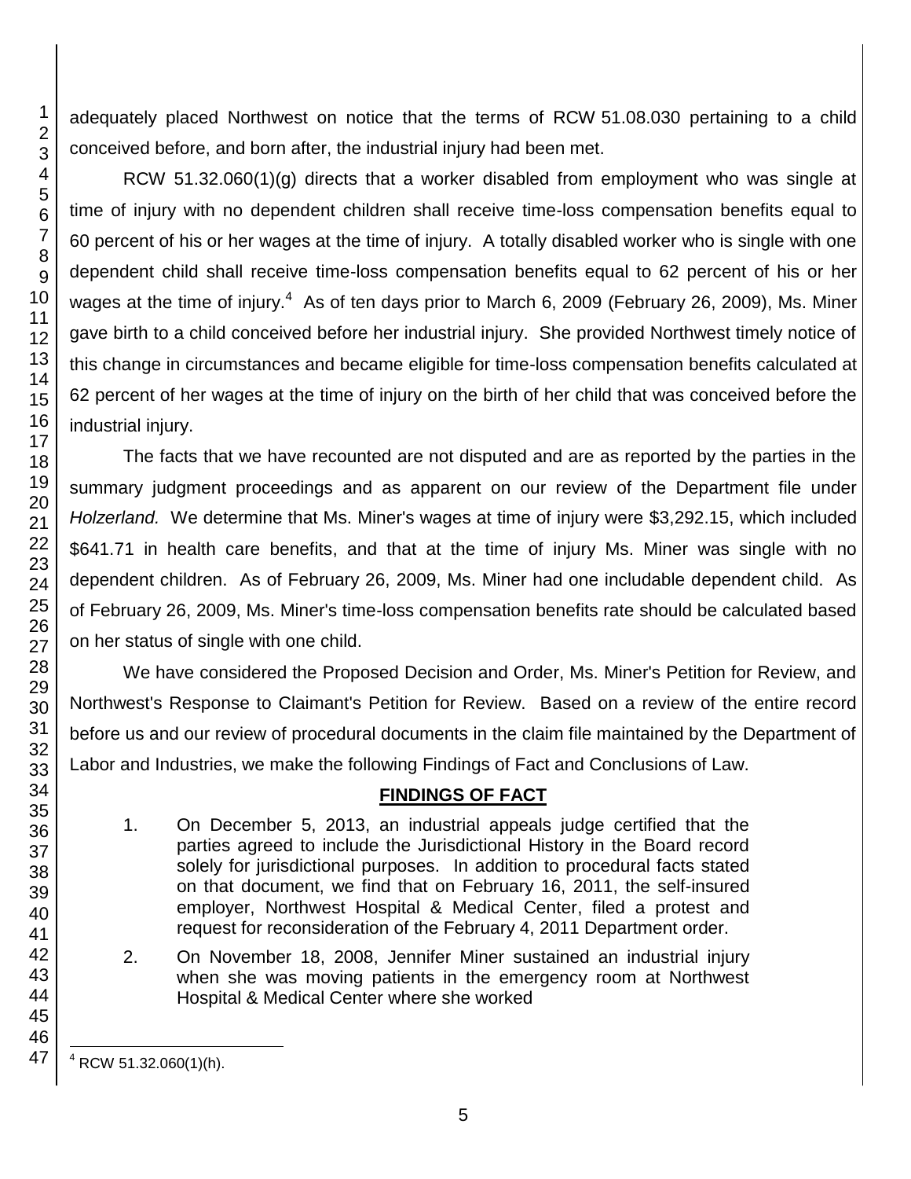adequately placed Northwest on notice that the terms of RCW 51.08.030 pertaining to a child conceived before, and born after, the industrial injury had been met.

RCW 51.32.060(1)(g) directs that a worker disabled from employment who was single at time of injury with no dependent children shall receive time-loss compensation benefits equal to 60 percent of his or her wages at the time of injury. A totally disabled worker who is single with one dependent child shall receive time-loss compensation benefits equal to 62 percent of his or her wages at the time of injury.[4] As of ten days prior to March 6, 2009 (February 26, 2009), Ms. Miner gave birth to a child conceived before her industrial injury. She provided Northwest timely notice of this change in circumstances and became eligible for time-loss compensation benefits calculated at 62 percent of her wages at the time of injury on the birth of her child that was conceived before the industrial injury.

The facts that we have recounted are not disputed and are as reported by the parties in the summary judgment proceedings and as apparent on our review of the Department file under *Holzerland.* We determine that Ms. Miner's wages at time of injury were $3,292.15, which included $641.71 in health care benefits, and that at the time of injury Ms. Miner was single with no dependent children. As of February 26, 2009, Ms. Miner had one includable dependent child. As of February 26, 2009, Ms. Miner's time-loss compensation benefits rate should be calculated based on her status of single with one child.

We have considered the Proposed Decision and Order, Ms. Miner's Petition for Review, and Northwest's Response to Claimant's Petition for Review. Based on a review of the entire record before us and our review of procedural documents in the claim file maintained by the Department of Labor and Industries, we make the following Findings of Fact and Conclusions of Law.

## FINDINGS OF FACT

1. On December 5, 2013, an industrial appeals judge certified that the parties agreed to include the Jurisdictional History in the Board record solely for jurisdictional purposes. In addition to procedural facts stated on that document, we find that on February 16, 2011, the self-insured employer, Northwest Hospital & Medical Center, filed a protest and request for reconsideration of the February 4, 2011 Department order.

2. On November 18, 2008, Jennifer Miner sustained an industrial injury when she was moving patients in the emergency room at Northwest Hospital & Medical Center where she worked

[4] RCW 51.32.060(1)(h).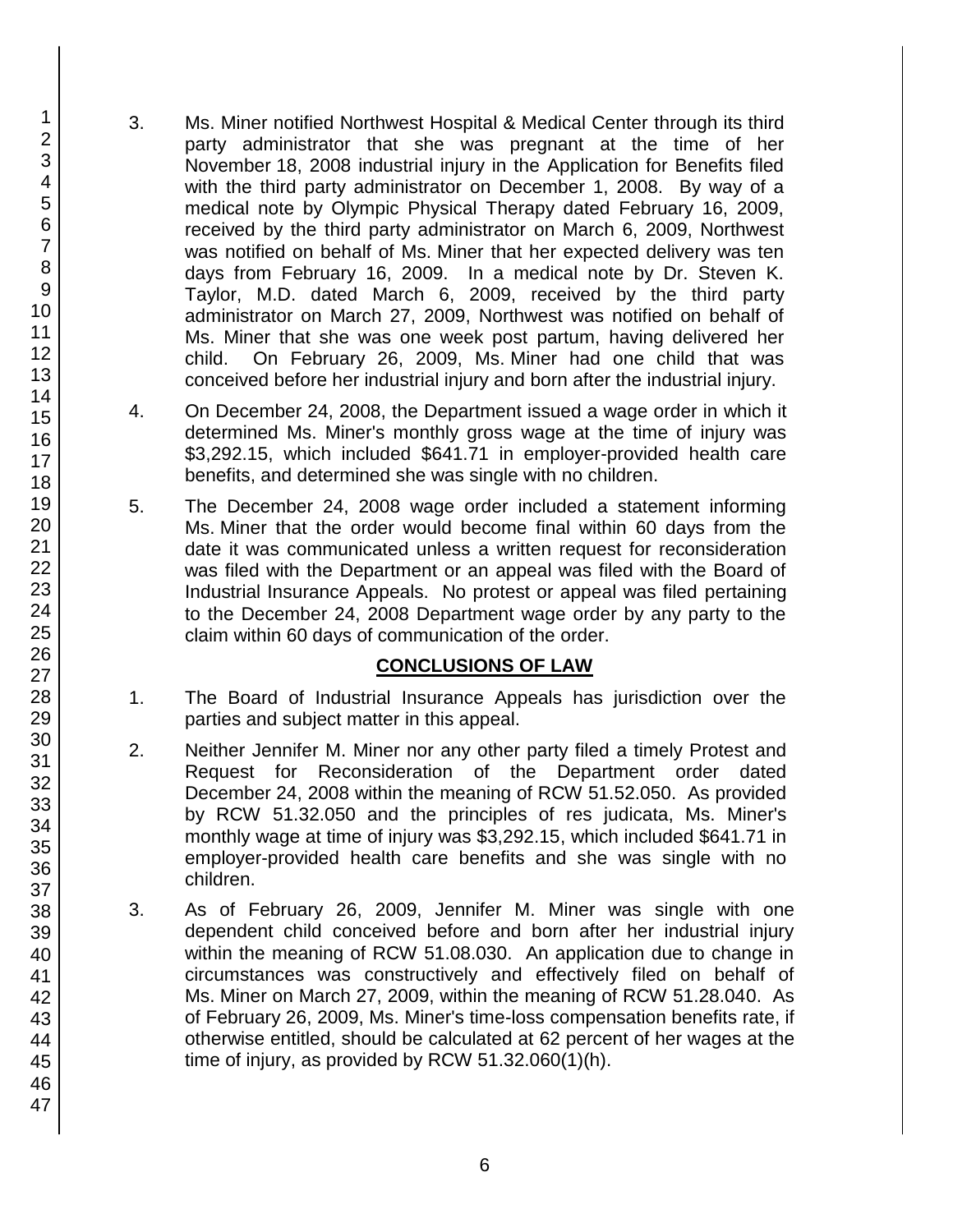3. Ms. Miner notified Northwest Hospital & Medical Center through its third party administrator that she was pregnant at the time of her November 18, 2008 industrial injury in the Application for Benefits filed with the third party administrator on December 1, 2008. By way of a medical note by Olympic Physical Therapy dated February 16, 2009, received by the third party administrator on March 6, 2009, Northwest was notified on behalf of Ms. Miner that her expected delivery was ten days from February 16, 2009. In a medical note by Dr. Steven K. Taylor, M.D. dated March 6, 2009, received by the third party administrator on March 27, 2009, Northwest was notified on behalf of Ms. Miner that she was one week post partum, having delivered her child. On February 26, 2009, Ms. Miner had one child that was conceived before her industrial injury and born after the industrial injury.

4. On December 24, 2008, the Department issued a wage order in which it determined Ms. Miner's monthly gross wage at the time of injury was $3,292.15, which included $641.71 in employer-provided health care benefits, and determined she was single with no children.

5. The December 24, 2008 wage order included a statement informing Ms. Miner that the order would become final within 60 days from the date it was communicated unless a written request for reconsideration was filed with the Department or an appeal was filed with the Board of Industrial Insurance Appeals. No protest or appeal was filed pertaining to the December 24, 2008 Department wage order by any party to the claim within 60 days of communication of the order.

## CONCLUSIONS OF LAW

1. The Board of Industrial Insurance Appeals has jurisdiction over the parties and subject matter in this appeal.

2. Neither Jennifer M. Miner nor any other party filed a timely Protest and Request for Reconsideration of the Department order dated December 24, 2008 within the meaning of RCW 51.52.050. As provided by RCW 51.32.050 and the principles of res judicata, Ms. Miner's monthly wage at time of injury was $3,292.15, which included $641.71 in employer-provided health care benefits and she was single with no children.

3. As of February 26, 2009, Jennifer M. Miner was single with one dependent child conceived before and born after her industrial injury within the meaning of RCW 51.08.030. An application due to change in circumstances was constructively and effectively filed on behalf of Ms. Miner on March 27, 2009, within the meaning of RCW 51.28.040. As of February 26, 2009, Ms. Miner's time-loss compensation benefits rate, if otherwise entitled, should be calculated at 62 percent of her wages at the time of injury, as provided by RCW 51.32.060(1)(h).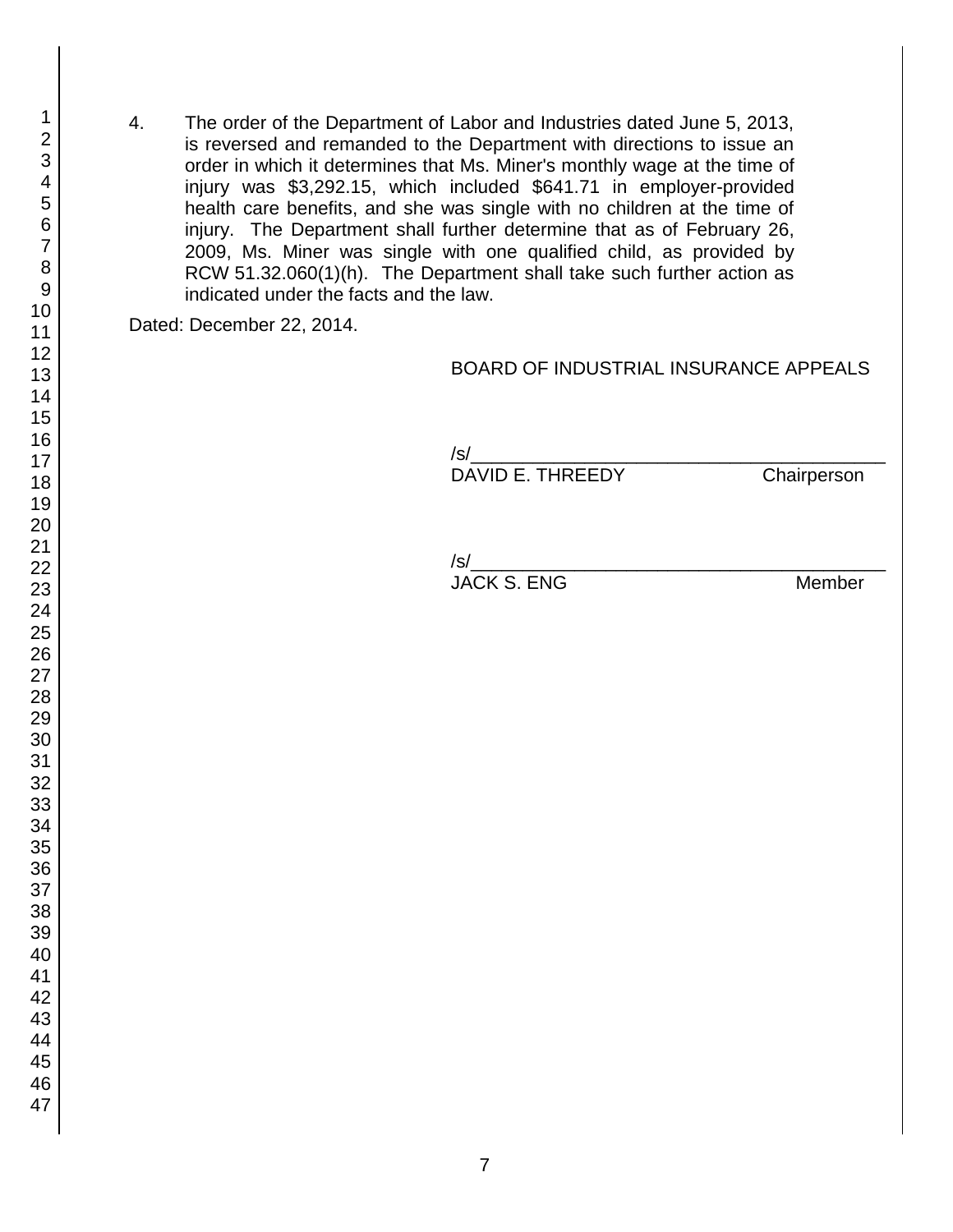4. The order of the Department of Labor and Industries dated June 5, 2013, is reversed and remanded to the Department with directions to issue an order in which it determines that Ms. Miner's monthly wage at the time of injury was $3,292.15, which included $641.71 in employer-provided health care benefits, and she was single with no children at the time of injury. The Department shall further determine that as of February 26, 2009, Ms. Miner was single with one qualified child, as provided by RCW 51.32.060(1)(h). The Department shall take such further action as indicated under the facts and the law.

Dated: December 22, 2014.

BOARD OF INDUSTRIAL INSURANCE APPEALS

/s/________________________________________
DAVID E. THREEDY Chairperson

/s/________________________________________
JACK S. ENG Member